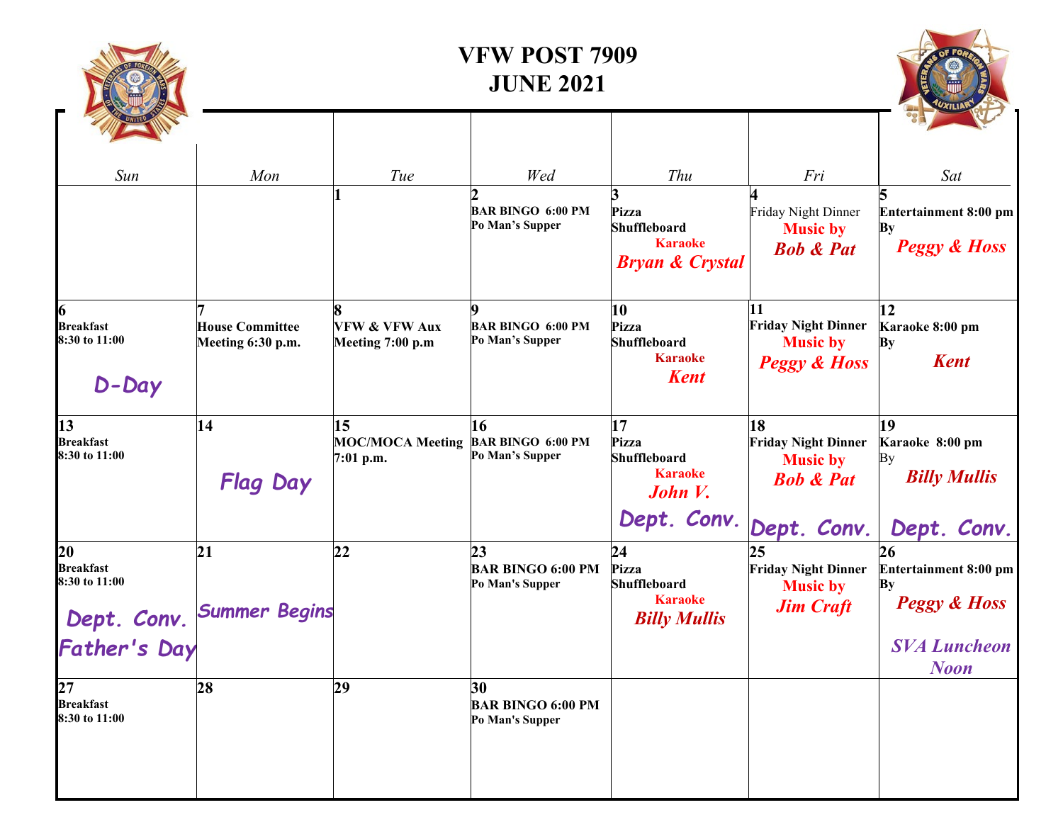# VFW POST 7909
# JUNE 2021

| Sun | Mon | Tue | Wed | Thu | Fri | Sat |
|---|---|---|---|---|---|---|
| | | 1 | 2<br>BAR BINGO 6:00 PM<br>Po Man's Supper | 3<br>Pizza<br>Shuffleboard<br>Karaoke<br>*Bryan & Crystal* | 4<br>Friday Night Dinner<br>Music by<br>*Bob & Pat* | 5<br>Entertainment 8:00 pm<br>By<br>*Peggy & Hoss* |
| 6<br>Breakfast<br>8:30 to 11:00<br>D-Day | 7<br>House Committee<br>Meeting 6:30 p.m. | 8<br>VFW & VFW Aux<br>Meeting 7:00 p.m | 9<br>BAR BINGO 6:00 PM<br>Po Man's Supper | 10<br>Pizza<br>Shuffleboard<br>Karaoke<br>*Kent* | 11<br>Friday Night Dinner<br>Music by<br>*Peggy & Hoss* | 12<br>Karaoke 8:00 pm<br>By<br>*Kent* |
| 13<br>Breakfast<br>8:30 to 11:00 | 14<br>Flag Day | 15<br>MOC/MOCA Meeting<br>7:01 p.m. | 16<br>BAR BINGO 6:00 PM<br>Po Man's Supper | 17<br>Pizza<br>Shuffleboard<br>Karaoke<br>*John V.*<br>Dept. Conv. | 18<br>Friday Night Dinner<br>Music by<br>*Bob & Pat*<br>Dept. Conv. | 19<br>Karaoke 8:00 pm<br>By<br>*Billy Mullis*<br>Dept. Conv. |
| 20<br>Breakfast<br>8:30 to 11:00<br>Dept. Conv.<br>Father's Day | 21<br>Summer Begins | 22 | 23<br>BAR BINGO 6:00 PM<br>Po Man's Supper | 24<br>Pizza<br>Shuffleboard<br>Karaoke<br>*Billy Mullis* | 25<br>Friday Night Dinner<br>Music by<br>*Jim Craft* | 26<br>Entertainment 8:00 pm<br>By<br>*Peggy & Hoss*<br>*SVA Luncheon Noon* |
| 27<br>Breakfast<br>8:30 to 11:00 | 28 | 29 | 30<br>BAR BINGO 6:00 PM<br>Po Man's Supper | | | |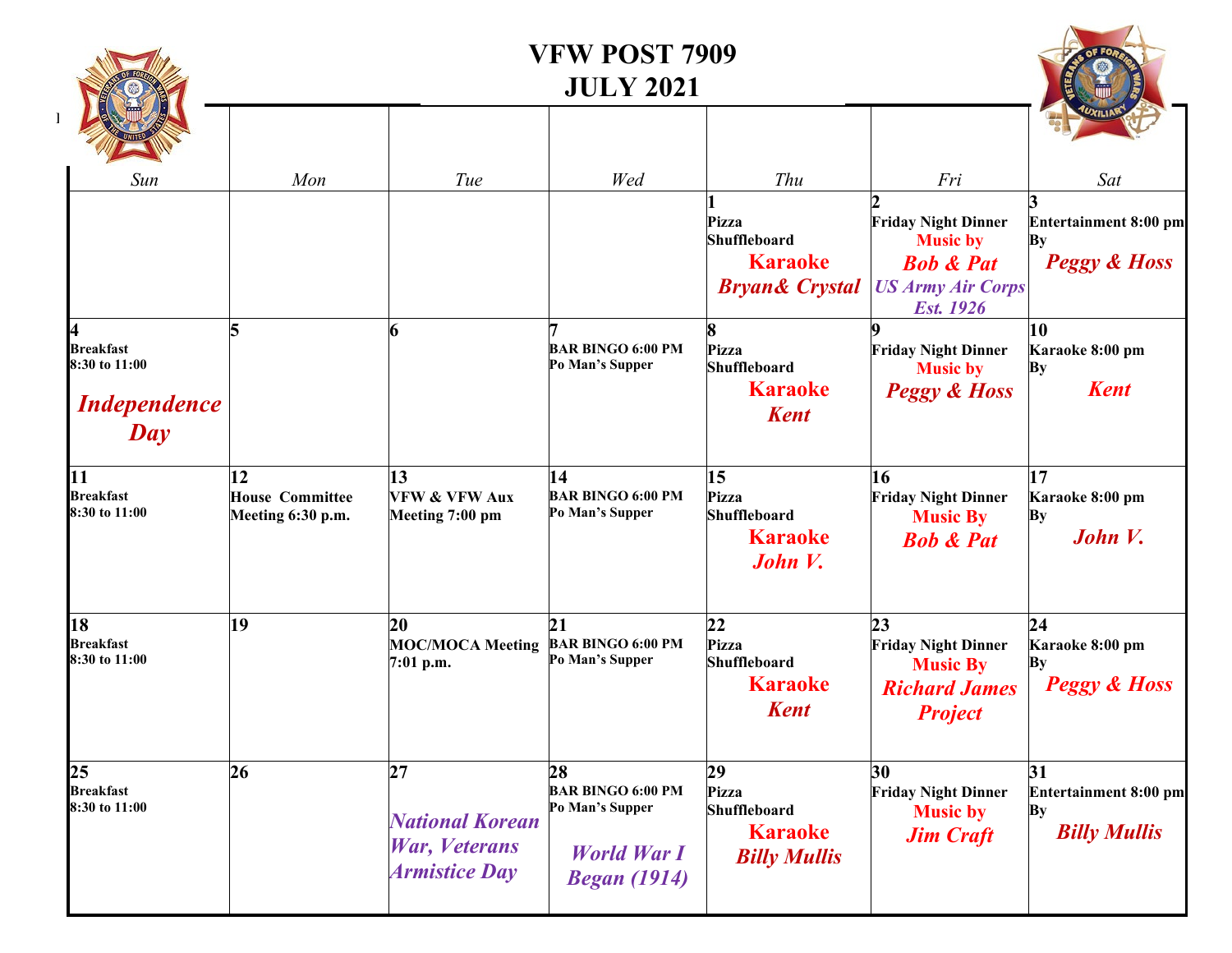# VFW POST 7909
# JULY 2021

| Sun | Mon | Tue | Wed | Thu | Fri | Sat |
|---|---|---|---|---|---|---|
| | | | | **1** Pizza Shuffleboard **Karaoke** ***Bryan& Crystal*** | **2** Friday Night Dinner **Music by** ***Bob & Pat*** ***US Army Air Corps Est. 1926*** | **3** Entertainment 8:00 pm By ***Peggy & Hoss*** |
| **4** Breakfast 8:30 to 11:00 ***Independence Day*** | **5** | **6** | **7** BAR BINGO 6:00 PM Po Man's Supper | **8** Pizza Shuffleboard **Karaoke** ***Kent*** | **9** Friday Night Dinner **Music by** ***Peggy & Hoss*** | **10** Karaoke 8:00 pm By ***Kent*** |
| **11** Breakfast 8:30 to 11:00 | **12** House Committee Meeting 6:30 p.m. | **13** VFW & VFW Aux Meeting 7:00 pm | **14** BAR BINGO 6:00 PM Po Man's Supper | **15** Pizza Shuffleboard **Karaoke** ***John V.*** | **16** Friday Night Dinner **Music By** ***Bob & Pat*** | **17** Karaoke 8:00 pm By ***John V.*** |
| **18** Breakfast 8:30 to 11:00 | **19** | **20** MOC/MOCA Meeting 7:01 p.m. | **21** BAR BINGO 6:00 PM Po Man's Supper | **22** Pizza Shuffleboard **Karaoke** ***Kent*** | **23** Friday Night Dinner **Music By** ***Richard James Project*** | **24** Karaoke 8:00 pm By ***Peggy & Hoss*** |
| **25** Breakfast 8:30 to 11:00 | **26** | **27** ***National Korean War, Veterans Armistice Day*** | **28** BAR BINGO 6:00 PM Po Man's Supper ***World War I Began (1914)*** | **29** Pizza Shuffleboard **Karaoke** ***Billy Mullis*** | **30** Friday Night Dinner **Music by** ***Jim Craft*** | **31** Entertainment 8:00 pm By ***Billy Mullis*** |